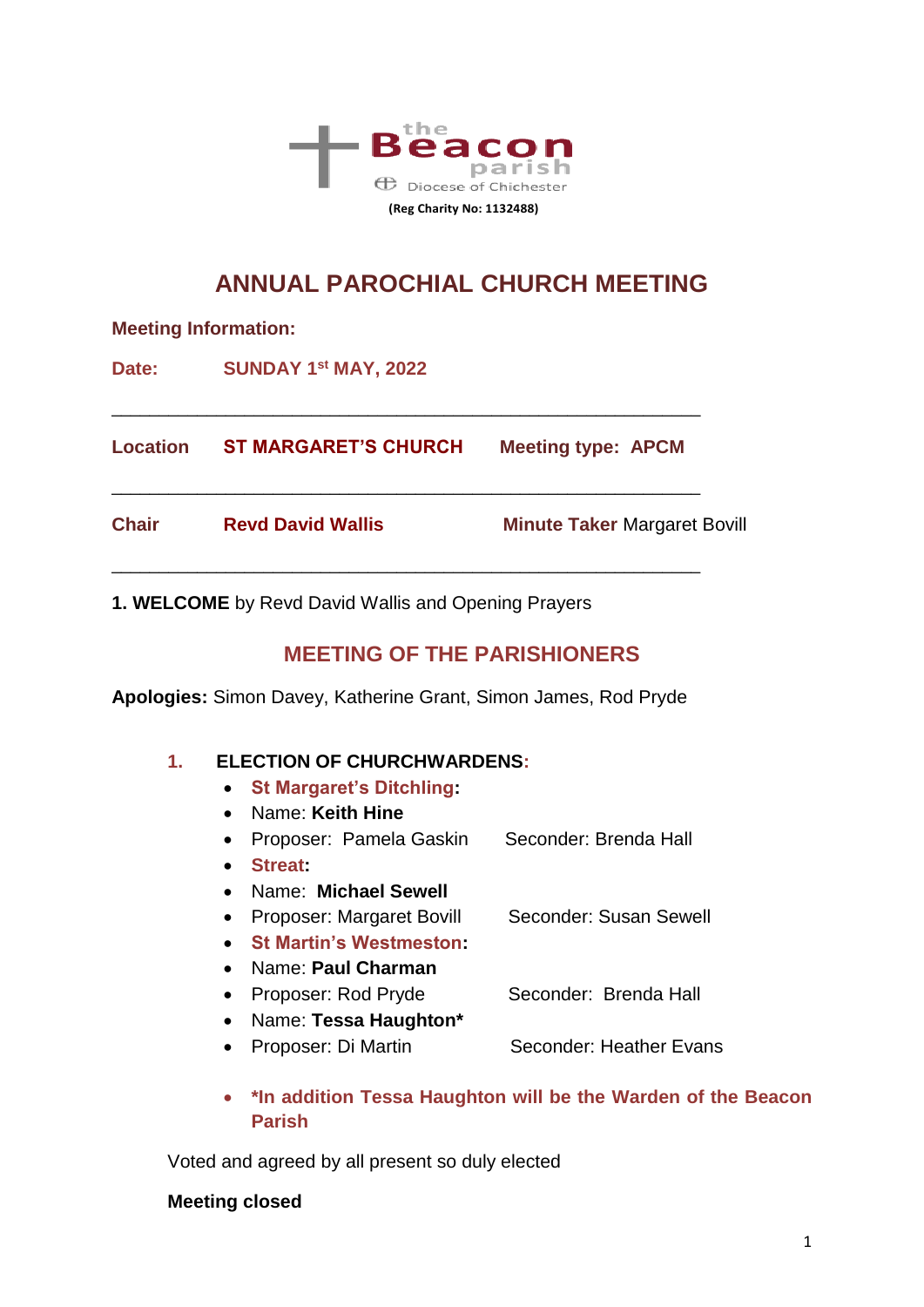the Beacon parish
Diocese of Chichester

**(Reg Charity No: 1132488)**

# ANNUAL PAROCHIAL CHURCH MEETING

**Meeting Information:**

**Date:** **SUNDAY 1st MAY, 2022**

---

**Location** **ST MARGARET'S CHURCH** **Meeting type: APCM**

---

**Chair** **Revd David Wallis** **Minute Taker** Margaret Bovill

---

**1. WELCOME** by Revd David Wallis and Opening Prayers

## MEETING OF THE PARISHIONERS

**Apologies:** Simon Davey, Katherine Grant, Simon James, Rod Pryde

1. **ELECTION OF CHURCHWARDENS:**
   - **St Margaret's Ditchling:**
   - Name: **Keith Hine**
   - Proposer: Pamela Gaskin Seconder: Brenda Hall
   - **Streat:**
   - Name: **Michael Sewell**
   - Proposer: Margaret Bovill Seconder: Susan Sewell
   - **St Martin's Westmeston:**
   - Name: **Paul Charman**
   - Proposer: Rod Pryde Seconder: Brenda Hall
   - Name: **Tessa Haughton***
   - Proposer: Di Martin Seconder: Heather Evans

   - ***In addition Tessa Haughton will be the Warden of the Beacon Parish**

Voted and agreed by all present so duly elected

**Meeting closed**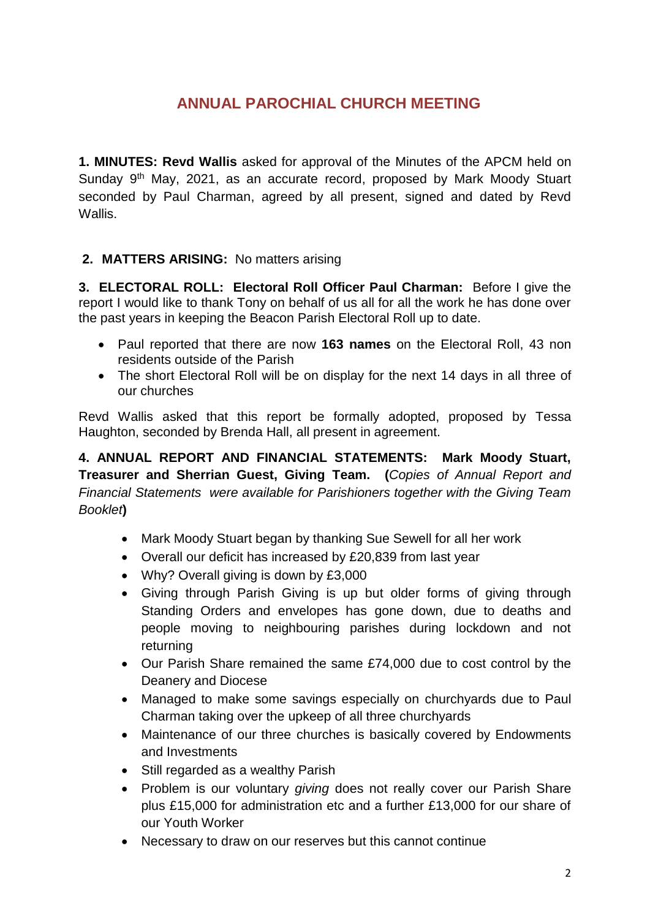# ANNUAL PAROCHIAL CHURCH MEETING

**1. MINUTES: Revd Wallis** asked for approval of the Minutes of the APCM held on Sunday 9th May, 2021, as an accurate record, proposed by Mark Moody Stuart seconded by Paul Charman, agreed by all present, signed and dated by Revd Wallis.

**2. MATTERS ARISING:** No matters arising

**3. ELECTORAL ROLL: Electoral Roll Officer Paul Charman:** Before I give the report I would like to thank Tony on behalf of us all for all the work he has done over the past years in keeping the Beacon Parish Electoral Roll up to date.

- Paul reported that there are now **163 names** on the Electoral Roll, 43 non residents outside of the Parish
- The short Electoral Roll will be on display for the next 14 days in all three of our churches

Revd Wallis asked that this report be formally adopted, proposed by Tessa Haughton, seconded by Brenda Hall, all present in agreement.

**4. ANNUAL REPORT AND FINANCIAL STATEMENTS: Mark Moody Stuart, Treasurer and Sherrian Guest, Giving Team. (***Copies of Annual Report and Financial Statements were available for Parishioners together with the Giving Team Booklet***)**

- Mark Moody Stuart began by thanking Sue Sewell for all her work
- Overall our deficit has increased by £20,839 from last year
- Why? Overall giving is down by £3,000
- Giving through Parish Giving is up but older forms of giving through Standing Orders and envelopes has gone down, due to deaths and people moving to neighbouring parishes during lockdown and not returning
- Our Parish Share remained the same £74,000 due to cost control by the Deanery and Diocese
- Managed to make some savings especially on churchyards due to Paul Charman taking over the upkeep of all three churchyards
- Maintenance of our three churches is basically covered by Endowments and Investments
- Still regarded as a wealthy Parish
- Problem is our voluntary *giving* does not really cover our Parish Share plus £15,000 for administration etc and a further £13,000 for our share of our Youth Worker
- Necessary to draw on our reserves but this cannot continue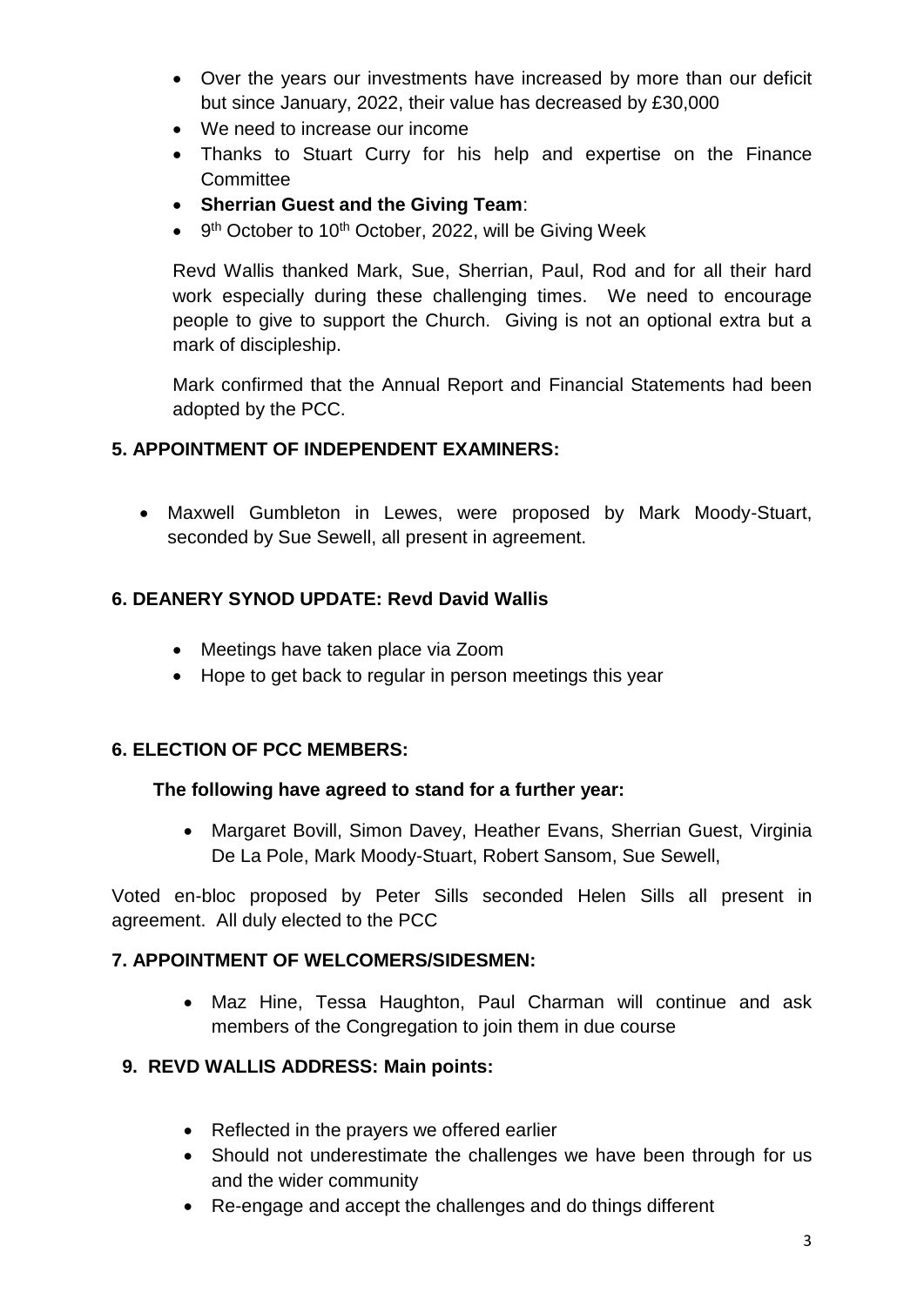- Over the years our investments have increased by more than our deficit but since January, 2022, their value has decreased by £30,000
- We need to increase our income
- Thanks to Stuart Curry for his help and expertise on the Finance Committee
- **Sherrian Guest and the Giving Team**:
- 9th October to 10th October, 2022, will be Giving Week

Revd Wallis thanked Mark, Sue, Sherrian, Paul, Rod and for all their hard work especially during these challenging times. We need to encourage people to give to support the Church. Giving is not an optional extra but a mark of discipleship.

Mark confirmed that the Annual Report and Financial Statements had been adopted by the PCC.

### 5. APPOINTMENT OF INDEPENDENT EXAMINERS:

- Maxwell Gumbleton in Lewes, were proposed by Mark Moody-Stuart, seconded by Sue Sewell, all present in agreement.

### 6. DEANERY SYNOD UPDATE: Revd David Wallis

- Meetings have taken place via Zoom
- Hope to get back to regular in person meetings this year

### 6. ELECTION OF PCC MEMBERS:

**The following have agreed to stand for a further year:**

- Margaret Bovill, Simon Davey, Heather Evans, Sherrian Guest, Virginia De La Pole, Mark Moody-Stuart, Robert Sansom, Sue Sewell,

Voted en-bloc proposed by Peter Sills seconded Helen Sills all present in agreement. All duly elected to the PCC

### 7. APPOINTMENT OF WELCOMERS/SIDESMEN:

- Maz Hine, Tessa Haughton, Paul Charman will continue and ask members of the Congregation to join them in due course

### 9. REVD WALLIS ADDRESS: Main points:

- Reflected in the prayers we offered earlier
- Should not underestimate the challenges we have been through for us and the wider community
- Re-engage and accept the challenges and do things different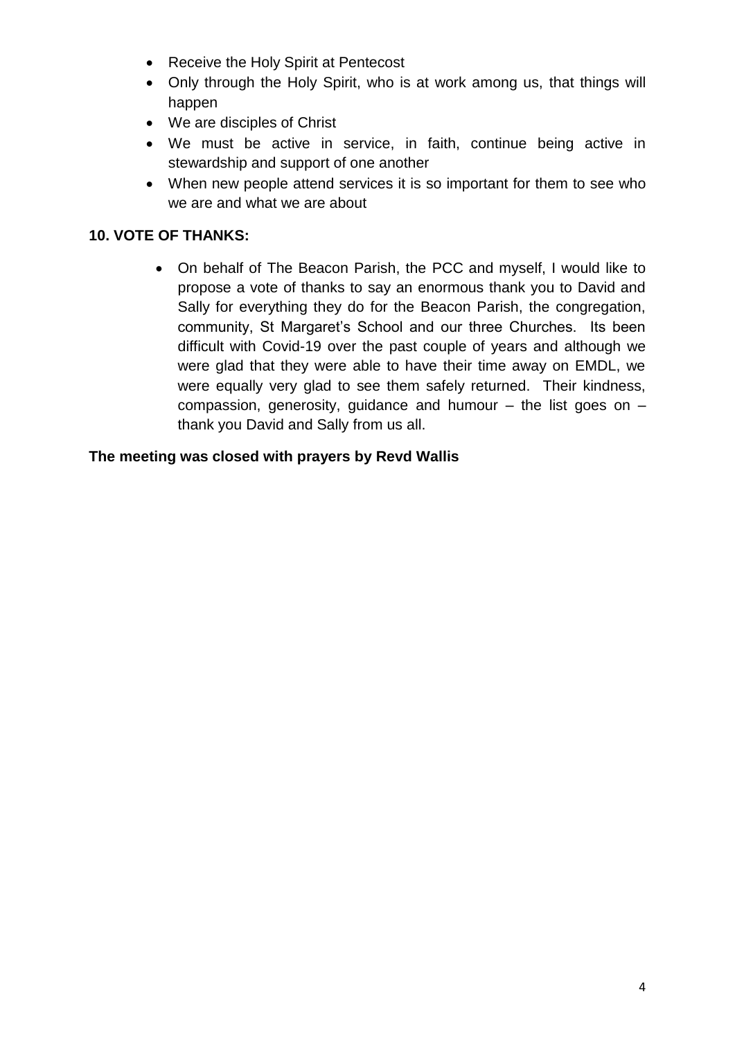- Receive the Holy Spirit at Pentecost
- Only through the Holy Spirit, who is at work among us, that things will happen
- We are disciples of Christ
- We must be active in service, in faith, continue being active in stewardship and support of one another
- When new people attend services it is so important for them to see who we are and what we are about

**10. VOTE OF THANKS:**

- On behalf of The Beacon Parish, the PCC and myself, I would like to propose a vote of thanks to say an enormous thank you to David and Sally for everything they do for the Beacon Parish, the congregation, community, St Margaret's School and our three Churches. Its been difficult with Covid-19 over the past couple of years and although we were glad that they were able to have their time away on EMDL, we were equally very glad to see them safely returned. Their kindness, compassion, generosity, guidance and humour – the list goes on – thank you David and Sally from us all.

**The meeting was closed with prayers by Revd Wallis**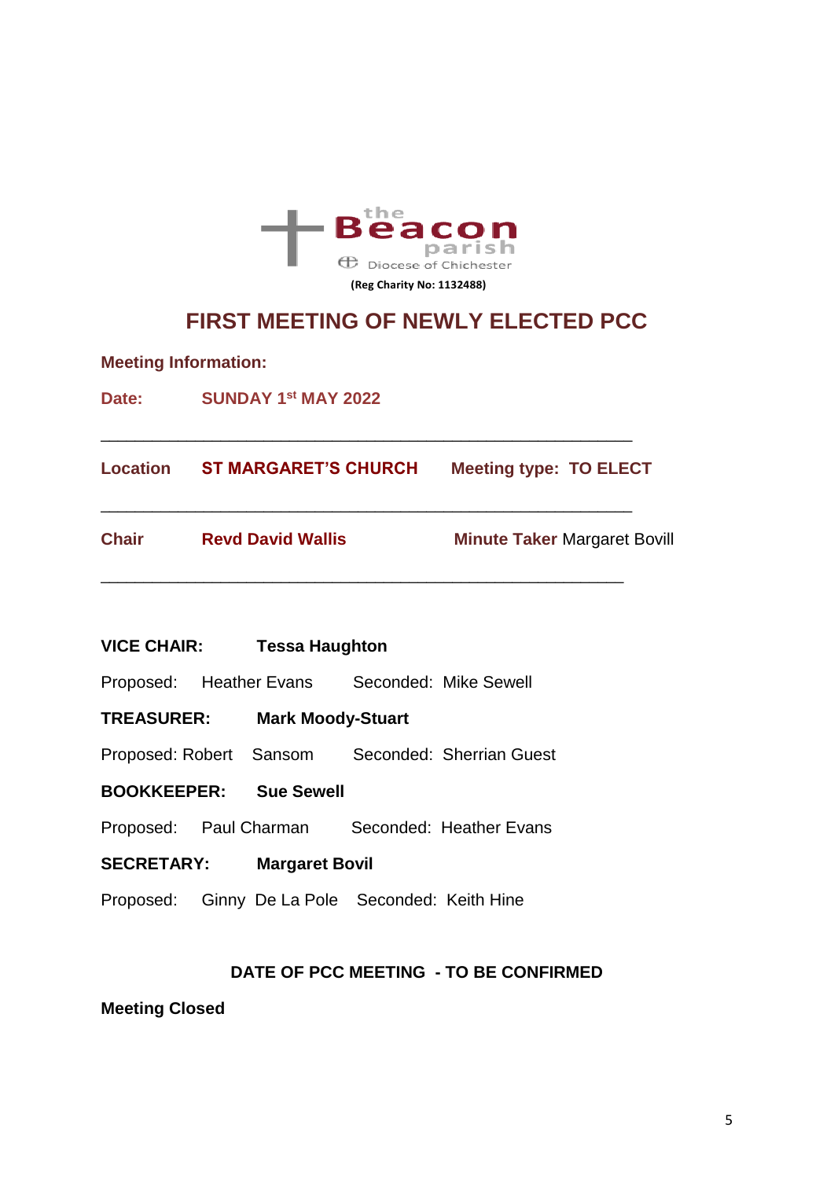the Beacon parish

Diocese of Chichester

**(Reg Charity No: 1132488)**

# FIRST MEETING OF NEWLY ELECTED PCC

**Meeting Information:**

**Date:** **SUNDAY 1st MAY 2022**

---

**Location** **ST MARGARET'S CHURCH** **Meeting type: TO ELECT**

---

**Chair** **Revd David Wallis** **Minute Taker** Margaret Bovill

---

**VICE CHAIR:** **Tessa Haughton**

Proposed: Heather Evans Seconded: Mike Sewell

**TREASURER:** **Mark Moody-Stuart**

Proposed: Robert Sansom Seconded: Sherrian Guest

**BOOKKEEPER:** **Sue Sewell**

Proposed: Paul Charman Seconded: Heather Evans

**SECRETARY:** **Margaret Bovil**

Proposed: Ginny De La Pole Seconded: Keith Hine

**DATE OF PCC MEETING - TO BE CONFIRMED**

**Meeting Closed**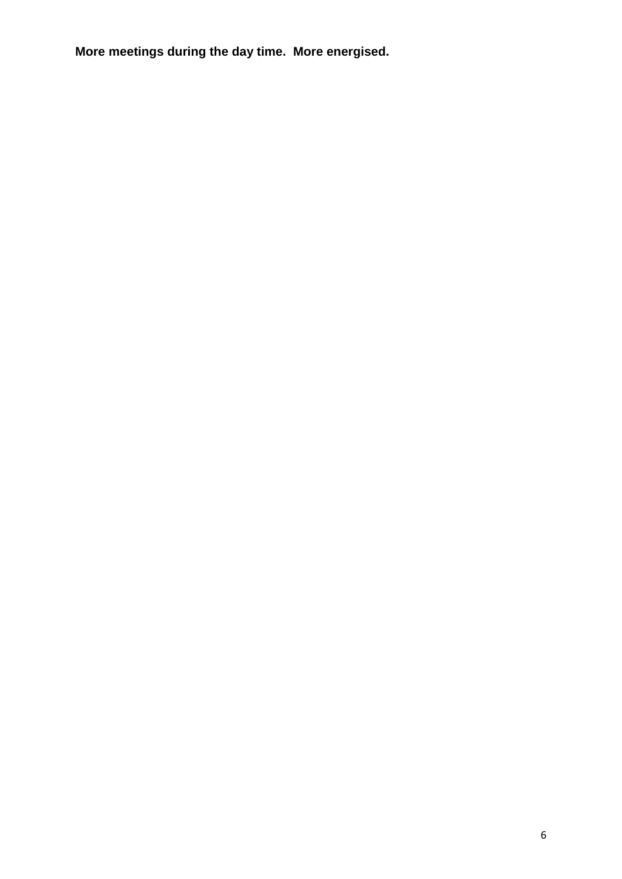**More meetings during the day time.  More energised.**